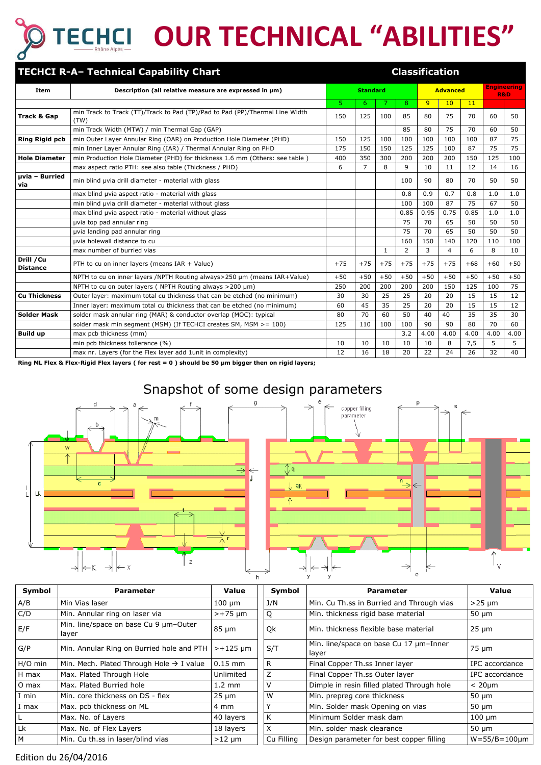# TECHCI OUR TECHNICAL "ABILITIES"

TECHCI Rhône Alpes

## TECHCI R-A– Technical Capability Chart

| Item | Description (all relative measure are expressed in µm) | Classification | | | | | | | | |
|---|---|---|---|---|---|---|---|---|---|---|
| | | Standard | | | | Advanced | | | Engineering R&D | |
| | | 5 | 6 | 7 | 8 | 9 | 10 | 11 | | |
| **Track & Gap** | min Track to Track (TT)/Track to Pad (TP)/Pad to Pad (PP)/Thermal Line Width (TW) | 150 | 125 | 100 | 85 | 80 | 75 | 70 | 60 | 50 |
| | min Track Width (MTW) / min Thermal Gap (GAP) | | | | 85 | 80 | 75 | 70 | 60 | 50 |
| **Ring Rigid pcb** | min Outer Layer Annular Ring (OAR) on Production Hole Diameter (PHD) | 150 | 125 | 100 | 100 | 100 | 100 | 100 | 87 | 75 |
| | min Inner Layer Annular Ring (IAR) / Thermal Annular Ring on PHD | 175 | 150 | 150 | 125 | 125 | 100 | 87 | 75 | 75 |
| **Hole Diameter** | min Production Hole Diameter (PHD) for thickness 1.6 mm (Others: see table ) | 400 | 350 | 300 | 200 | 200 | 200 | 150 | 125 | 100 |
| | max aspect ratio PTH: see also table (Thickness / PHD) | 6 | 7 | 8 | 9 | 10 | 11 | 12 | 14 | 16 |
| **µvia – Burried via** | min blind µvia drill diameter - material with glass | | | | 100 | 90 | 80 | 70 | 50 | 50 |
| | max blind µvia aspect ratio - material with glass | | | | 0.8 | 0.9 | 0.7 | 0.8 | 1.0 | 1.0 |
| | min blind µvia drill diameter - material without glass | | | | 100 | 100 | 87 | 75 | 67 | 50 |
| | max blind µvia aspect ratio - material without glass | | | | 0.85 | 0.95 | 0.75 | 0.85 | 1.0 | 1.0 |
| | µvia top pad annular ring | | | | 75 | 70 | 65 | 50 | 50 | 50 |
| | µvia landing pad annular ring | | | | 75 | 70 | 65 | 50 | 50 | 50 |
| | µvia holewall distance to cu | | | | 160 | 150 | 140 | 120 | 110 | 100 |
| | max number of burried vias | | | 1 | 2 | 3 | 4 | 6 | 8 | 10 |
| **Drill /Cu Distance** | PTH to cu on inner layers (means IAR + Value) | +75 | +75 | +75 | +75 | +75 | +75 | +68 | +60 | +50 |
| | NPTH to cu on inner layers /NPTH Routing always>250 µm (means IAR+Value) | +50 | +50 | +50 | +50 | +50 | +50 | +50 | +50 | +50 |
| | NPTH to cu on outer layers ( NPTH Routing always >200 µm) | 250 | 200 | 200 | 200 | 200 | 150 | 125 | 100 | 75 |
| **Cu Thickness** | Outer layer: maximum total cu thickness that can be etched (no minimum) | 30 | 30 | 25 | 25 | 20 | 20 | 15 | 15 | 12 |
| | Inner layer: maximum total cu thickness that can be etched (no minimum) | 60 | 45 | 35 | 25 | 20 | 20 | 15 | 15 | 12 |
| **Solder Mask** | solder mask annular ring (MAR) & conductor overlap (MOC): typical | 80 | 70 | 60 | 50 | 40 | 40 | 35 | 35 | 30 |
| | solder mask min segment (MSM) (If TECHCI creates SM, MSM >= 100) | 125 | 110 | 100 | 100 | 90 | 90 | 80 | 70 | 60 |
| **Build up** | max pcb thickness (mm) | | | | 3.2 | 4.00 | 4.00 | 4.00 | 4.00 | 4.00 |
| | min pcb thickness tollerance (%) | 10 | 10 | 10 | 10 | 10 | 8 | 7,5 | 5 | 5 |
| | max nr. Layers (for the Flex layer add 1unit in complexity) | 12 | 16 | 18 | 20 | 22 | 24 | 26 | 32 | 40 |

**Ring ML Flex & Flex-Rigid Flex layers ( for rest = 0 ) should be 50 µm bigger then on rigid layers;**

## Snapshot of some design parameters

| Symbol | Parameter | Value |
|---|---|---|
| A/B | Min Vias laser | 100 µm |
| C/D | Min. Annular ring on laser via | >+75 µm |
| E/F | Min. line/space on base Cu 9 µm–Outer layer | 85 µm |
| G/P | Min. Annular Ring on Burried hole and PTH | >+125 µm |
| H/O min | Min. Mech. Plated Through Hole → I value | 0.15 mm |
| H max | Max. Plated Through Hole | Unlimited |
| O max | Max. Plated Burried hole | 1.2 mm |
| I min | Min. core thickness on DS - flex | 25 µm |
| I max | Max. pcb thickness on ML | 4 mm |
| L | Max. No. of Layers | 40 layers |
| Lk | Max. No. of Flex Layers | 18 layers |
| M | Min. Cu th.ss in laser/blind vias | >12 µm |

| Symbol | Parameter | Value |
|---|---|---|
| J/N | Min. Cu Th.ss in Burried and Through vias | >25 µm |
| Q | Min. thickness rigid base material | 50 µm |
| Qk | Min. thickness flexible base material | 25 µm |
| S/T | Min. line/space on base Cu 17 µm–Inner layer | 75 µm |
| R | Final Copper Th.ss Inner layer | IPC accordance |
| Z | Final Copper Th.ss Outer layer | IPC accordance |
| V | Dimple in resin filled plated Through hole | < 20µm |
| W | Min. prepreg core thickness | 50 µm |
| Y | Min. Solder mask Opening on vias | 50 µm |
| K | Minimum Solder mask dam | 100 µm |
| X | Min. solder mask clearance | 50 µm |
| Cu Filling | Design parameter for best copper filling | W=55/B=100µm |

Edition du 26/04/2016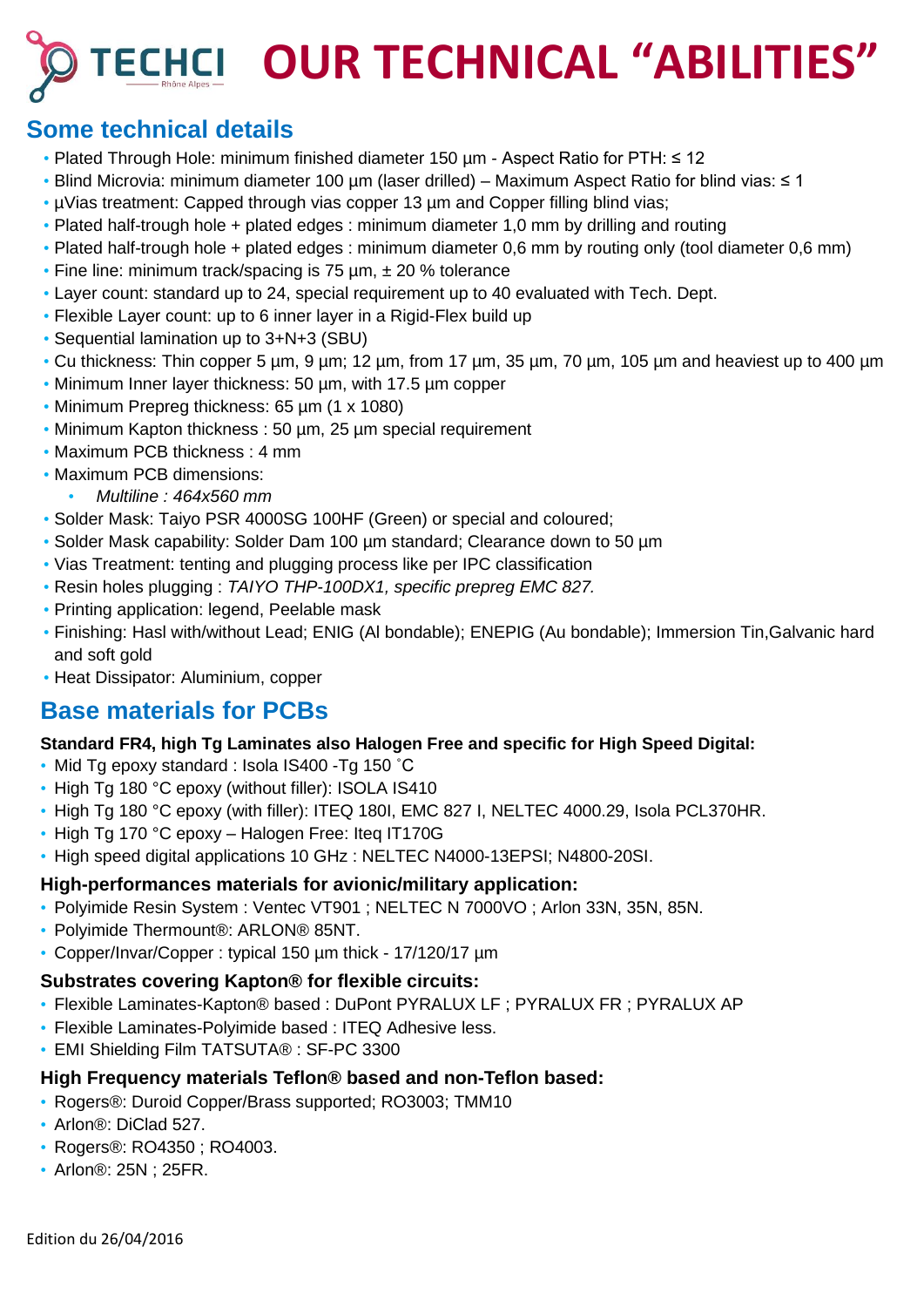# TECHCI OUR TECHNICAL "ABILITIES"

## Some technical details

- Plated Through Hole: minimum finished diameter 150 µm - Aspect Ratio for PTH: ≤ 12
- Blind Microvia: minimum diameter 100 µm (laser drilled) – Maximum Aspect Ratio for blind vias: ≤ 1
- µVias treatment: Capped through vias copper 13 µm and Copper filling blind vias;
- Plated half-trough hole + plated edges : minimum diameter 1,0 mm by drilling and routing
- Plated half-trough hole + plated edges : minimum diameter 0,6 mm by routing only (tool diameter 0,6 mm)
- Fine line: minimum track/spacing is 75 µm, ± 20 % tolerance
- Layer count: standard up to 24, special requirement up to 40 evaluated with Tech. Dept.
- Flexible Layer count: up to 6 inner layer in a Rigid-Flex build up
- Sequential lamination up to 3+N+3 (SBU)
- Cu thickness: Thin copper 5 µm, 9 µm; 12 µm, from 17 µm, 35 µm, 70 µm, 105 µm and heaviest up to 400 µm
- Minimum Inner layer thickness: 50 µm, with 17.5 µm copper
- Minimum Prepreg thickness: 65 µm (1 x 1080)
- Minimum Kapton thickness : 50 µm, 25 µm special requirement
- Maximum PCB thickness : 4 mm
- Maximum PCB dimensions:
  - *Multiline : 464x560 mm*
- Solder Mask: Taiyo PSR 4000SG 100HF (Green) or special and coloured;
- Solder Mask capability: Solder Dam 100 µm standard; Clearance down to 50 µm
- Vias Treatment: tenting and plugging process like per IPC classification
- Resin holes plugging : *TAIYO THP-100DX1, specific prepreg EMC 827.*
- Printing application: legend, Peelable mask
- Finishing: Hasl with/without Lead; ENIG (Al bondable); ENEPIG (Au bondable); Immersion Tin,Galvanic hard and soft gold
- Heat Dissipator: Aluminium, copper

## Base materials for PCBs

### Standard FR4, high Tg Laminates also Halogen Free and specific for High Speed Digital:

- Mid Tg epoxy standard : Isola IS400 -Tg 150 ˚C
- High Tg 180 °C epoxy (without filler): ISOLA IS410
- High Tg 180 °C epoxy (with filler): ITEQ 180I, EMC 827 I, NELTEC 4000.29, Isola PCL370HR.
- High Tg 170 °C epoxy – Halogen Free: Iteq IT170G
- High speed digital applications 10 GHz : NELTEC N4000-13EPSI; N4800-20SI.

### High-performances materials for avionic/military application:

- Polyimide Resin System : Ventec VT901 ; NELTEC N 7000VO ; Arlon 33N, 35N, 85N.
- Polyimide Thermount®: ARLON® 85NT.
- Copper/Invar/Copper : typical 150 µm thick - 17/120/17 µm

### Substrates covering Kapton® for flexible circuits:

- Flexible Laminates-Kapton® based : DuPont PYRALUX LF ; PYRALUX FR ; PYRALUX AP
- Flexible Laminates-Polyimide based : ITEQ Adhesive less.
- EMI Shielding Film TATSUTA® : SF-PC 3300

### High Frequency materials Teflon® based and non-Teflon based:

- Rogers®: Duroid Copper/Brass supported; RO3003; TMM10
- Arlon®: DiClad 527.
- Rogers®: RO4350 ; RO4003.
- Arlon®: 25N ; 25FR.

Edition du 26/04/2016